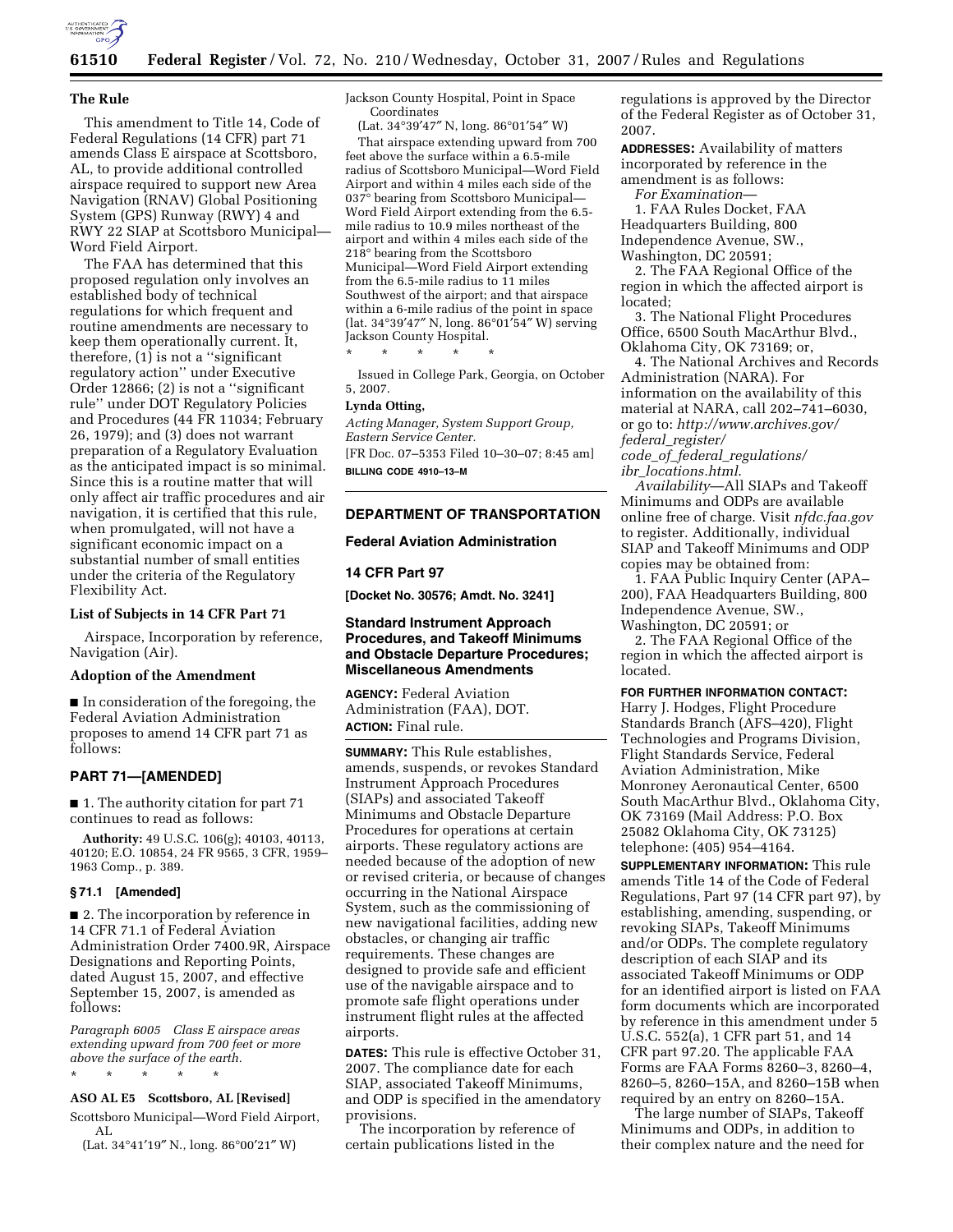## The Rule

This amendment to Title 14, Code of Federal Regulations (14 CFR) part 71 amends Class E airspace at Scottsboro, AL, to provide additional controlled airspace required to support new Area Navigation (RNAV) Global Positioning System (GPS) Runway (RWY) 4 and RWY 22 SIAP at Scottsboro Municipal—Word Field Airport.

The FAA has determined that this proposed regulation only involves an established body of technical regulations for which frequent and routine amendments are necessary to keep them operationally current. It, therefore, (1) is not a ''significant regulatory action'' under Executive Order 12866; (2) is not a ''significant rule'' under DOT Regulatory Policies and Procedures (44 FR 11034; February 26, 1979); and (3) does not warrant preparation of a Regulatory Evaluation as the anticipated impact is so minimal. Since this is a routine matter that will only affect air traffic procedures and air navigation, it is certified that this rule, when promulgated, will not have a significant economic impact on a substantial number of small entities under the criteria of the Regulatory Flexibility Act.

### List of Subjects in 14 CFR Part 71

Airspace, Incorporation by reference, Navigation (Air).

### Adoption of the Amendment

■ In consideration of the foregoing, the Federal Aviation Administration proposes to amend 14 CFR part 71 as follows:

## PART 71—[AMENDED]

■ 1. The authority citation for part 71 continues to read as follows:

**Authority:** 49 U.S.C. 106(g); 40103, 40113, 40120; E.O. 10854, 24 FR 9565, 3 CFR, 1959–1963 Comp., p. 389.

### § 71.1 [Amended]

■ 2. The incorporation by reference in 14 CFR 71.1 of Federal Aviation Administration Order 7400.9R, Airspace Designations and Reporting Points, dated August 15, 2007, and effective September 15, 2007, is amended as follows:

*Paragraph 6005 Class E airspace areas extending upward from 700 feet or more above the surface of the earth.*

\* \* \* \* \*

**ASO AL E5 Scottsboro, AL [Revised]**

Scottsboro Municipal—Word Field Airport, AL
(Lat. 34°41′19″ N., long. 86°00′21″ W)

Jackson County Hospital, Point in Space Coordinates
(Lat. 34°39′47″ N, long. 86°01′54″ W)

That airspace extending upward from 700 feet above the surface within a 6.5-mile radius of Scottsboro Municipal—Word Field Airport and within 4 miles each side of the 037° bearing from Scottsboro Municipal—Word Field Airport extending from the 6.5-mile radius to 10.9 miles northeast of the airport and within 4 miles each side of the 218° bearing from the Scottsboro Municipal—Word Field Airport extending from the 6.5-mile radius to 11 miles Southwest of the airport; and that airspace within a 6-mile radius of the point in space (lat. 34°39′47″ N, long. 86°01′54″ W) serving Jackson County Hospital.

\* \* \* \* \*

Issued in College Park, Georgia, on October 5, 2007.

**Lynda Otting,**
*Acting Manager, System Support Group, Eastern Service Center.*

[FR Doc. 07–5353 Filed 10–30–07; 8:45 am]

**BILLING CODE 4910–13–M**

---

## DEPARTMENT OF TRANSPORTATION

### Federal Aviation Administration

### 14 CFR Part 97

**[Docket No. 30576; Amdt. No. 3241]**

### Standard Instrument Approach Procedures, and Takeoff Minimums and Obstacle Departure Procedures; Miscellaneous Amendments

**AGENCY:** Federal Aviation Administration (FAA), DOT.

**ACTION:** Final rule.

**SUMMARY:** This Rule establishes, amends, suspends, or revokes Standard Instrument Approach Procedures (SIAPs) and associated Takeoff Minimums and Obstacle Departure Procedures for operations at certain airports. These regulatory actions are needed because of the adoption of new or revised criteria, or because of changes occurring in the National Airspace System, such as the commissioning of new navigational facilities, adding new obstacles, or changing air traffic requirements. These changes are designed to provide safe and efficient use of the navigable airspace and to promote safe flight operations under instrument flight rules at the affected airports.

**DATES:** This rule is effective October 31, 2007. The compliance date for each SIAP, associated Takeoff Minimums, and ODP is specified in the amendatory provisions.

The incorporation by reference of certain publications listed in the regulations is approved by the Director of the Federal Register as of October 31, 2007.

**ADDRESSES:** Availability of matters incorporated by reference in the amendment is as follows:

*For Examination*—

1. FAA Rules Docket, FAA Headquarters Building, 800 Independence Avenue, SW., Washington, DC 20591;

2. The FAA Regional Office of the region in which the affected airport is located;

3. The National Flight Procedures Office, 6500 South MacArthur Blvd., Oklahoma City, OK 73169; or,

4. The National Archives and Records Administration (NARA). For information on the availability of this material at NARA, call 202–741–6030, or go to: *http://www.archives.gov/federal_register/code_of_federal_regulations/ibr_locations.html*.

*Availability*—All SIAPs and Takeoff Minimums and ODPs are available online free of charge. Visit *nfdc.faa.gov* to register. Additionally, individual SIAP and Takeoff Minimums and ODP copies may be obtained from:

1. FAA Public Inquiry Center (APA–200), FAA Headquarters Building, 800 Independence Avenue, SW., Washington, DC 20591; or

2. The FAA Regional Office of the region in which the affected airport is located.

**FOR FURTHER INFORMATION CONTACT:** Harry J. Hodges, Flight Procedure Standards Branch (AFS–420), Flight Technologies and Programs Division, Flight Standards Service, Federal Aviation Administration, Mike Monroney Aeronautical Center, 6500 South MacArthur Blvd., Oklahoma City, OK 73169 (Mail Address: P.O. Box 25082 Oklahoma City, OK 73125) telephone: (405) 954–4164.

**SUPPLEMENTARY INFORMATION:** This rule amends Title 14 of the Code of Federal Regulations, Part 97 (14 CFR part 97), by establishing, amending, suspending, or revoking SIAPs, Takeoff Minimums and/or ODPs. The complete regulatory description of each SIAP and its associated Takeoff Minimums or ODP for an identified airport is listed on FAA form documents which are incorporated by reference in this amendment under 5 U.S.C. 552(a), 1 CFR part 51, and 14 CFR part 97.20. The applicable FAA Forms are FAA Forms 8260–3, 8260–4, 8260–5, 8260–15A, and 8260–15B when required by an entry on 8260–15A.

The large number of SIAPs, Takeoff Minimums and ODPs, in addition to their complex nature and the need for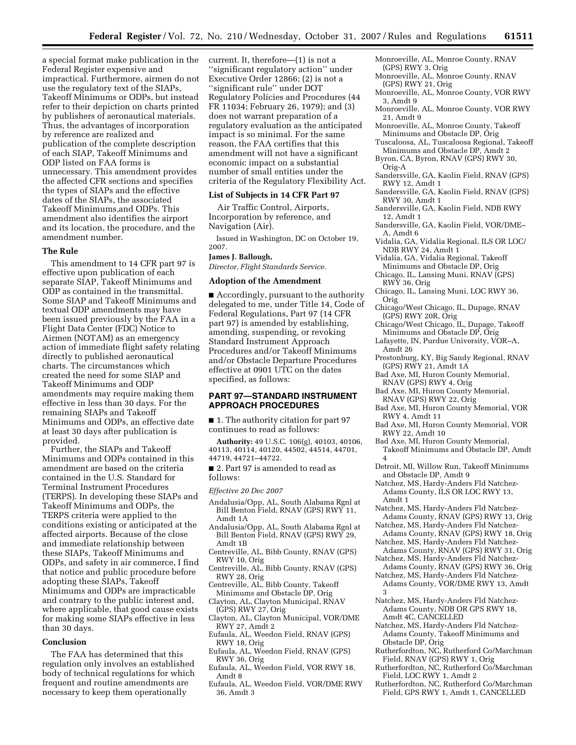a special format make publication in the Federal Register expensive and impractical. Furthermore, airmen do not use the regulatory text of the SIAPs, Takeoff Minimums or ODPs, but instead refer to their depiction on charts printed by publishers of aeronautical materials. Thus, the advantages of incorporation by reference are realized and publication of the complete description of each SIAP, Takeoff Minimums and ODP listed on FAA forms is unnecessary. This amendment provides the affected CFR sections and specifies the types of SIAPs and the effective dates of the SIAPs, the associated Takeoff Minimums,and ODPs. This amendment also identifies the airport and its location, the procedure, and the amendment number.

## The Rule

This amendment to 14 CFR part 97 is effective upon publication of each separate SIAP, Takeoff Minimums and ODP as contained in the transmittal. Some SIAP and Takeoff Minimums and textual ODP amendments may have been issued previously by the FAA in a Flight Data Center (FDC) Notice to Airmen (NOTAM) as an emergency action of immediate flight safety relating directly to published aeronautical charts. The circumstances which created the need for some SIAP and Takeoff Minimums and ODP amendments may require making them effective in less than 30 days. For the remaining SIAPs and Takeoff Minimums and ODPs, an effective date at least 30 days after publication is provided.

Further, the SIAPs and Takeoff Minimums and ODPs contained in this amendment are based on the criteria contained in the U.S. Standard for Terminal Instrument Procedures (TERPS). In developing these SIAPs and Takeoff Minimums and ODPs, the TERPS criteria were applied to the conditions existing or anticipated at the affected airports. Because of the close and immediate relationship between these SIAPs, Takeoff Minimums and ODPs, and safety in air commerce, I find that notice and public procedure before adopting these SIAPs, Takeoff Minimums and ODPs are impracticable and contrary to the public interest and, where applicable, that good cause exists for making some SIAPs effective in less than 30 days.

## Conclusion

The FAA has determined that this regulation only involves an established body of technical regulations for which frequent and routine amendments are necessary to keep them operationally current. It, therefore—(1) is not a ''significant regulatory action'' under Executive Order 12866; (2) is not a ''significant rule'' under DOT Regulatory Policies and Procedures (44 FR 11034; February 26, 1979); and (3) does not warrant preparation of a regulatory evaluation as the anticipated impact is so minimal. For the same reason, the FAA certifies that this amendment will not have a significant economic impact on a substantial number of small entities under the criteria of the Regulatory Flexibility Act.

## List of Subjects in 14 CFR Part 97

Air Traffic Control, Airports, Incorporation by reference, and Navigation (Air).

Issued in Washington, DC on October 19, 2007.

**James J. Ballough,**

*Director, Flight Standards Service.*

## Adoption of the Amendment

■ Accordingly, pursuant to the authority delegated to me, under Title 14, Code of Federal Regulations, Part 97 (14 CFR part 97) is amended by establishing, amending, suspending, or revoking Standard Instrument Approach Procedures and/or Takeoff Minimums and/or Obstacle Departure Procedures effective at 0901 UTC on the dates specified, as follows:

## PART 97—STANDARD INSTRUMENT APPROACH PROCEDURES

■ 1. The authority citation for part 97 continues to read as follows:

**Authority:** 49 U.S.C. 106(g), 40103, 40106, 40113, 40114, 40120, 44502, 44514, 44701, 44719, 44721–44722.

■ 2. Part 97 is amended to read as follows:

*Effective 20 Dec 2007*

Andalusia/Opp, AL, South Alabama Rgnl at Bill Benton Field, RNAV (GPS) RWY 11, Amdt 1A

Andalusia/Opp, AL, South Alabama Rgnl at Bill Benton Field, RNAV (GPS) RWY 29, Amdt 1B

Centreville, AL, Bibb County, RNAV (GPS) RWY 10, Orig

Centreville, AL, Bibb County, RNAV (GPS) RWY 28, Orig

Centreville, AL, Bibb County, Takeoff Minimums and Obstacle DP, Orig

Clayton, AL, Clayton Municipal, RNAV (GPS) RWY 27, Orig

Clayton, AL, Clayton Municipal, VOR/DME RWY 27, Amdt 2

Eufaula, AL, Weedon Field, RNAV (GPS) RWY 18, Orig

Eufaula, AL, Weedon Field, RNAV (GPS) RWY 36, Orig

Eufaula, AL, Weedon Field, VOR RWY 18, Amdt 8

Eufaula, AL, Weedon Field, VOR/DME RWY 36, Amdt 3

Monroeville, AL, Monroe County, RNAV (GPS) RWY 3, Orig

Monroeville, AL, Monroe County, RNAV (GPS) RWY 21, Orig

Monroeville, AL, Monroe County, VOR RWY 3, Amdt 9

Monroeville, AL, Monroe County, VOR RWY 21, Amdt 9

Monroeville, AL, Monroe County, Takeoff Minimums and Obstacle DP, Orig

Tuscaloosa, AL, Tuscaloosa Regional, Takeoff Minimums and Obstacle DP, Amdt 2

Byron, CA, Byron, RNAV (GPS) RWY 30, Orig-A

Sandersville, GA, Kaolin Field, RNAV (GPS) RWY 12, Amdt 1

Sandersville, GA, Kaolin Field, RNAV (GPS) RWY 30, Amdt 1

Sandersville, GA, Kaolin Field, NDB RWY 12, Amdt 1

Sandersville, GA, Kaolin Field, VOR/DME–A, Amdt 6

Vidalia, GA, Vidalia Regional, ILS OR LOC/NDB RWY 24, Amdt 1

Vidalia, GA, Vidalia Regional, Takeoff Minimums and Obstacle DP, Orig

Chicago, IL, Lansing Muni, RNAV (GPS) RWY 36, Orig

Chicago, IL, Lansing Muni, LOC RWY 36, Orig

Chicago/West Chicago, IL, Dupage, RNAV (GPS) RWY 20R, Orig

Chicago/West Chicago, IL, Dupage, Takeoff Minimums and Obstacle DP, Orig

Lafayette, IN, Purdue University, VOR–A, Amdt 26

Prestonburg, KY, Big Sandy Regional, RNAV (GPS) RWY 21, Amdt 1A

Bad Axe, MI, Huron County Memorial, RNAV (GPS) RWY 4, Orig

Bad Axe, MI, Huron County Memorial, RNAV (GPS) RWY 22, Orig

Bad Axe, MI, Huron County Memorial, VOR RWY 4, Amdt 11

Bad Axe, MI, Huron County Memorial, VOR RWY 22, Amdt 10

Bad Axe, MI, Huron County Memorial, Takeoff Minimums and Obstacle DP, Amdt 4

Detroit, MI, Willow Run, Takeoff Minimums and Obstacle DP, Amdt 9

Natchez, MS, Hardy-Anders Fld Natchez-Adams County, ILS OR LOC RWY 13, Amdt 1

Natchez, MS, Hardy-Anders Fld Natchez-Adams County, RNAV (GPS) RWY 13, Orig

Natchez, MS, Hardy-Anders Fld Natchez-Adams County, RNAV (GPS) RWY 18, Orig

Natchez, MS, Hardy-Anders Fld Natchez-Adams County, RNAV (GPS) RWY 31, Orig

Natchez, MS, Hardy-Anders Fld Natchez-Adams County, RNAV (GPS) RWY 36, Orig

Natchez, MS, Hardy-Anders Fld Natchez-Adams County, VOR/DME RWY 13, Amdt 3

Natchez, MS, Hardy-Anders Fld Natchez-Adams County, NDB OR GPS RWY 18, Amdt 4C, CANCELLED

Natchez, MS, Hardy-Anders Fld Natchez-Adams County, Takeoff Minimums and Obstacle DP, Orig

Rutherfordton, NC, Rutherford Co/Marchman Field, RNAV (GPS) RWY 1, Orig

Rutherfordton, NC, Rutherford Co/Marchman Field, LOC RWY 1, Amdt 2

Rutherfordton, NC, Rutherford Co/Marchman Field, GPS RWY 1, Amdt 1, CANCELLED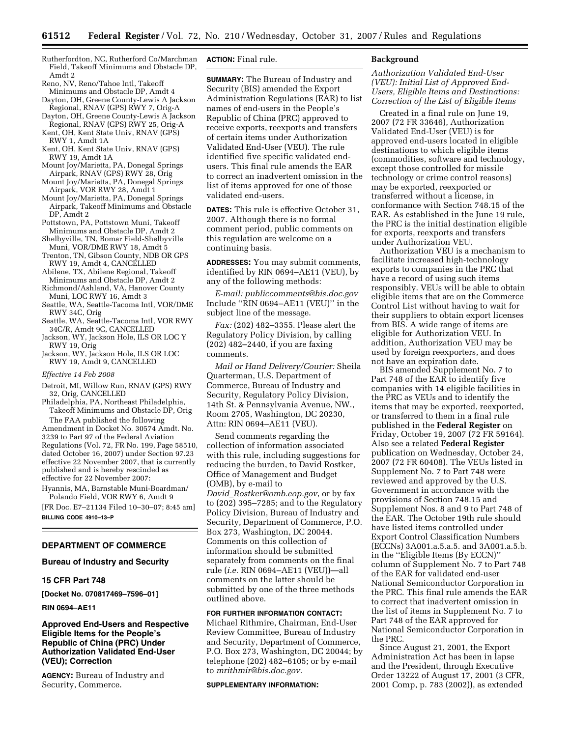Rutherfordton, NC, Rutherford Co/Marchman Field, Takeoff Minimums and Obstacle DP, Amdt 2

Reno, NV, Reno/Tahoe Intl, Takeoff Minimums and Obstacle DP, Amdt 4

Dayton, OH, Greene County-Lewis A Jackson Regional, RNAV (GPS) RWY 7, Orig-A

Dayton, OH, Greene County-Lewis A Jackson Regional, RNAV (GPS) RWY 25, Orig-A

Kent, OH, Kent State Univ, RNAV (GPS) RWY 1, Amdt 1A

Kent, OH, Kent State Univ, RNAV (GPS) RWY 19, Amdt 1A

Mount Joy/Marietta, PA, Donegal Springs Airpark, RNAV (GPS) RWY 28, Orig

Mount Joy/Marietta, PA, Donegal Springs Airpark, VOR RWY 28, Amdt 1

Mount Joy/Marietta, PA, Donegal Springs Airpark, Takeoff Minimums and Obstacle DP, Amdt 2

Pottstown, PA, Pottstown Muni, Takeoff Minimums and Obstacle DP, Amdt 2

Shelbyville, TN, Bomar Field-Shelbyville Muni, VOR/DME RWY 18, Amdt 5

Trenton, TN, Gibson County, NDB OR GPS RWY 19, Amdt 4, CANCELLED

Abilene, TX, Abilene Regional, Takeoff Minimums and Obstacle DP, Amdt 2

Richmond/Ashland, VA, Hanover County Muni, LOC RWY 16, Amdt 3

Seattle, WA, Seattle-Tacoma Intl, VOR/DME RWY 34C, Orig

Seattle, WA, Seattle-Tacoma Intl, VOR RWY 34C/R, Amdt 9C, CANCELLED

Jackson, WY, Jackson Hole, ILS OR LOC Y RWY 19, Orig

Jackson, WY, Jackson Hole, ILS OR LOC RWY 19, Amdt 9, CANCELLED

*Effective 14 Feb 2008*

Detroit, MI, Willow Run, RNAV (GPS) RWY 32, Orig, CANCELLED

Philadelphia, PA, Northeast Philadelphia, Takeoff Minimums and Obstacle DP, Orig

The FAA published the following Amendment in Docket No. 30574 Amdt. No. 3239 to Part 97 of the Federal Aviation Regulations (Vol. 72, FR No. 199, Page 58510, dated October 16, 2007) under Section 97.23 effective 22 November 2007, that is currently published and is hereby rescinded as effective for 22 November 2007:

Hyannis, MA, Barnstable Muni-Boardman/Polando Field, VOR RWY 6, Amdt 9

[FR Doc. E7–21134 Filed 10–30–07; 8:45 am]

**BILLING CODE 4910–13–P**

---

## DEPARTMENT OF COMMERCE

### Bureau of Industry and Security

### 15 CFR Part 748

**[Docket No. 070817469–7596–01]**

**RIN 0694–AE11**

## Approved End-Users and Respective Eligible Items for the People's Republic of China (PRC) Under Authorization Validated End-User (VEU); Correction

**AGENCY:** Bureau of Industry and Security, Commerce.

**ACTION:** Final rule.

**SUMMARY:** The Bureau of Industry and Security (BIS) amended the Export Administration Regulations (EAR) to list names of end-users in the People's Republic of China (PRC) approved to receive exports, reexports and transfers of certain items under Authorization Validated End-User (VEU). The rule identified five specific validated end-users. This final rule amends the EAR to correct an inadvertent omission in the list of items approved for one of those validated end-users.

**DATES:** This rule is effective October 31, 2007. Although there is no formal comment period, public comments on this regulation are welcome on a continuing basis.

**ADDRESSES:** You may submit comments, identified by RIN 0694–AE11 (VEU), by any of the following methods:

*E-mail: publiccomments@bis.doc.gov* Include ''RIN 0694–AE11 (VEU)'' in the subject line of the message.

*Fax:* (202) 482–3355. Please alert the Regulatory Policy Division, by calling (202) 482–2440, if you are faxing comments.

*Mail or Hand Delivery/Courier:* Sheila Quarterman, U.S. Department of Commerce, Bureau of Industry and Security, Regulatory Policy Division, 14th St. & Pennsylvania Avenue, NW., Room 2705, Washington, DC 20230, Attn: RIN 0694–AE11 (VEU).

Send comments regarding the collection of information associated with this rule, including suggestions for reducing the burden, to David Rostker, Office of Management and Budget (OMB), by e-mail to *David_Rostker@omb.eop.gov*, or by fax to (202) 395–7285; and to the Regulatory Policy Division, Bureau of Industry and Security, Department of Commerce, P.O. Box 273, Washington, DC 20044. Comments on this collection of information should be submitted separately from comments on the final rule (*i.e.* RIN 0694–AE11 (VEU))—all comments on the latter should be submitted by one of the three methods outlined above.

**FOR FURTHER INFORMATION CONTACT:** Michael Rithmire, Chairman, End-User Review Committee, Bureau of Industry and Security, Department of Commerce, P.O. Box 273, Washington, DC 20044; by telephone (202) 482–6105; or by e-mail to *mrithmir@bis.doc.gov*.

**SUPPLEMENTARY INFORMATION:**

### Background

*Authorization Validated End-User (VEU): Initial List of Approved End-Users, Eligible Items and Destinations: Correction of the List of Eligible Items*

Created in a final rule on June 19, 2007 (72 FR 33646), Authorization Validated End-User (VEU) is for approved end-users located in eligible destinations to which eligible items (commodities, software and technology, except those controlled for missile technology or crime control reasons) may be exported, reexported or transferred without a license, in conformance with Section 748.15 of the EAR. As established in the June 19 rule, the PRC is the initial destination eligible for exports, reexports and transfers under Authorization VEU.

Authorization VEU is a mechanism to facilitate increased high-technology exports to companies in the PRC that have a record of using such items responsibly. VEUs will be able to obtain eligible items that are on the Commerce Control List without having to wait for their suppliers to obtain export licenses from BIS. A wide range of items are eligible for Authorization VEU. In addition, Authorization VEU may be used by foreign reexporters, and does not have an expiration date.

BIS amended Supplement No. 7 to Part 748 of the EAR to identify five companies with 14 eligible facilities in the PRC as VEUs and to identify the items that may be exported, reexported, or transferred to them in a final rule published in the **Federal Register** on Friday, October 19, 2007 (72 FR 59164). Also see a related **Federal Register** publication on Wednesday, October 24, 2007 (72 FR 60408). The VEUs listed in Supplement No. 7 to Part 748 were reviewed and approved by the U.S. Government in accordance with the provisions of Section 748.15 and Supplement Nos. 8 and 9 to Part 748 of the EAR. The October 19th rule should have listed items controlled under Export Control Classification Numbers (ECCNs) 3A001.a.5.a.5. and 3A001.a.5.b. in the ''Eligible Items (By ECCN)'' column of Supplement No. 7 to Part 748 of the EAR for validated end-user National Semiconductor Corporation in the PRC. This final rule amends the EAR to correct that inadvertent omission in the list of items in Supplement No. 7 to Part 748 of the EAR approved for National Semiconductor Corporation in the PRC.

Since August 21, 2001, the Export Administration Act has been in lapse and the President, through Executive Order 13222 of August 17, 2001 (3 CFR, 2001 Comp, p. 783 (2002)), as extended